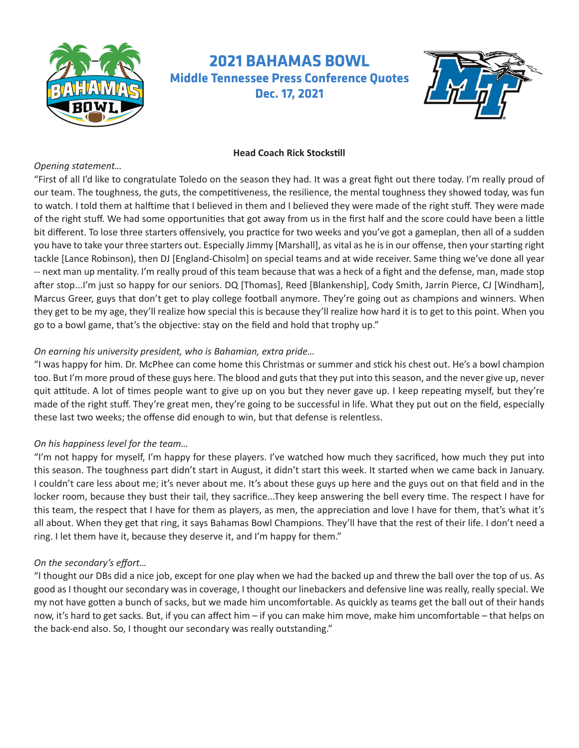# 2021 BAHAMAS BOWL

## Middle Tennessee Press Conference Quotes

## Dec. 17, 2021

**Head Coach Rick Stockstill**

*Opening statement…*

"First of all I'd like to congratulate Toledo on the season they had. It was a great fight out there today. I'm really proud of our team. The toughness, the guts, the competitiveness, the resilience, the mental toughness they showed today, was fun to watch. I told them at halftime that I believed in them and I believed they were made of the right stuff. They were made of the right stuff. We had some opportunities that got away from us in the first half and the score could have been a little bit different. To lose three starters offensively, you practice for two weeks and you've got a gameplan, then all of a sudden you have to take your three starters out. Especially Jimmy [Marshall], as vital as he is in our offense, then your starting right tackle [Lance Robinson], then DJ [England-Chisolm] on special teams and at wide receiver. Same thing we've done all year -- next man up mentality. I'm really proud of this team because that was a heck of a fight and the defense, man, made stop after stop...I'm just so happy for our seniors. DQ [Thomas], Reed [Blankenship], Cody Smith, Jarrin Pierce, CJ [Windham], Marcus Greer, guys that don't get to play college football anymore. They're going out as champions and winners. When they get to be my age, they'll realize how special this is because they'll realize how hard it is to get to this point. When you go to a bowl game, that's the objective: stay on the field and hold that trophy up."

*On earning his university president, who is Bahamian, extra pride…*

"I was happy for him. Dr. McPhee can come home this Christmas or summer and stick his chest out. He's a bowl champion too. But I'm more proud of these guys here. The blood and guts that they put into this season, and the never give up, never quit attitude. A lot of times people want to give up on you but they never gave up. I keep repeating myself, but they're made of the right stuff. They're great men, they're going to be successful in life. What they put out on the field, especially these last two weeks; the offense did enough to win, but that defense is relentless.

*On his happiness level for the team…*

"I'm not happy for myself, I'm happy for these players. I've watched how much they sacrificed, how much they put into this season. The toughness part didn't start in August, it didn't start this week. It started when we came back in January. I couldn't care less about me; it's never about me. It's about these guys up here and the guys out on that field and in the locker room, because they bust their tail, they sacrifice...They keep answering the bell every time. The respect I have for this team, the respect that I have for them as players, as men, the appreciation and love I have for them, that's what it's all about. When they get that ring, it says Bahamas Bowl Champions. They'll have that the rest of their life. I don't need a ring. I let them have it, because they deserve it, and I'm happy for them."

*On the secondary's effort…*

"I thought our DBs did a nice job, except for one play when we had the backed up and threw the ball over the top of us. As good as I thought our secondary was in coverage, I thought our linebackers and defensive line was really, really special. We my not have gotten a bunch of sacks, but we made him uncomfortable. As quickly as teams get the ball out of their hands now, it's hard to get sacks. But, if you can affect him – if you can make him move, make him uncomfortable – that helps on the back-end also. So, I thought our secondary was really outstanding."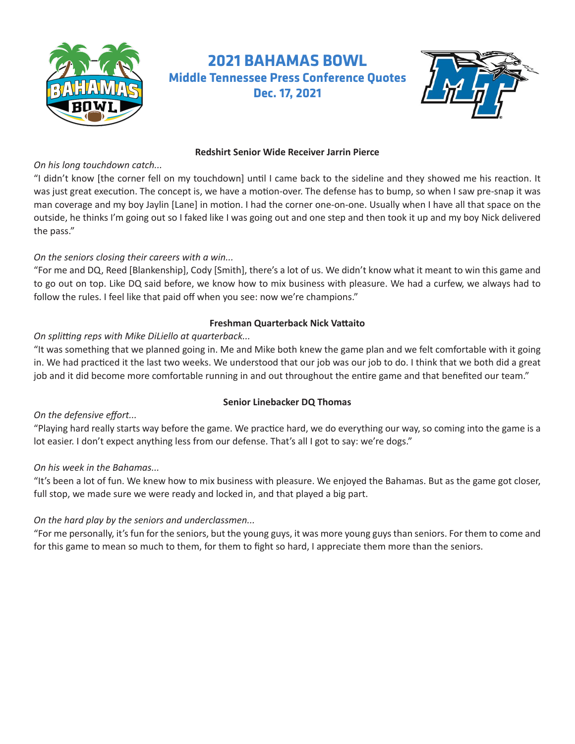# 2021 BAHAMAS BOWL

## Middle Tennessee Press Conference Quotes

## Dec. 17, 2021

**Redshirt Senior Wide Receiver Jarrin Pierce**

*On his long touchdown catch...*

"I didn't know [the corner fell on my touchdown] until I came back to the sideline and they showed me his reaction. It was just great execution. The concept is, we have a motion-over. The defense has to bump, so when I saw pre-snap it was man coverage and my boy Jaylin [Lane] in motion. I had the corner one-on-one. Usually when I have all that space on the outside, he thinks I'm going out so I faked like I was going out and one step and then took it up and my boy Nick delivered the pass."

*On the seniors closing their careers with a win...*

"For me and DQ, Reed [Blankenship], Cody [Smith], there's a lot of us. We didn't know what it meant to win this game and to go out on top. Like DQ said before, we know how to mix business with pleasure. We had a curfew, we always had to follow the rules. I feel like that paid off when you see: now we're champions."

**Freshman Quarterback Nick Vattaito**

*On splitting reps with Mike DiLiello at quarterback...*

"It was something that we planned going in. Me and Mike both knew the game plan and we felt comfortable with it going in. We had practiced it the last two weeks. We understood that our job was our job to do. I think that we both did a great job and it did become more comfortable running in and out throughout the entire game and that benefited our team."

**Senior Linebacker DQ Thomas**

*On the defensive effort...*

"Playing hard really starts way before the game. We practice hard, we do everything our way, so coming into the game is a lot easier. I don't expect anything less from our defense. That's all I got to say: we're dogs."

*On his week in the Bahamas...*

"It's been a lot of fun. We knew how to mix business with pleasure. We enjoyed the Bahamas. But as the game got closer, full stop, we made sure we were ready and locked in, and that played a big part.

*On the hard play by the seniors and underclassmen...*

"For me personally, it's fun for the seniors, but the young guys, it was more young guys than seniors. For them to come and for this game to mean so much to them, for them to fight so hard, I appreciate them more than the seniors.